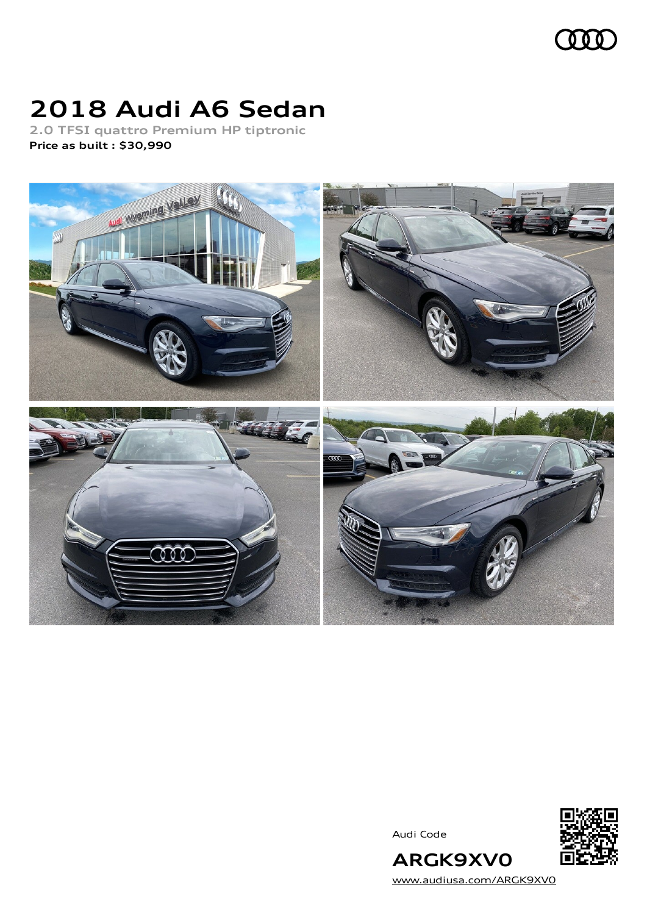# 2018 Audi A6 Sedan

2.0 TFSI quattro Premium HP tiptronic

**Price as built : $30,990**

Audi Code

**ARGK9XV0**

www.audiusa.com/ARGK9XV0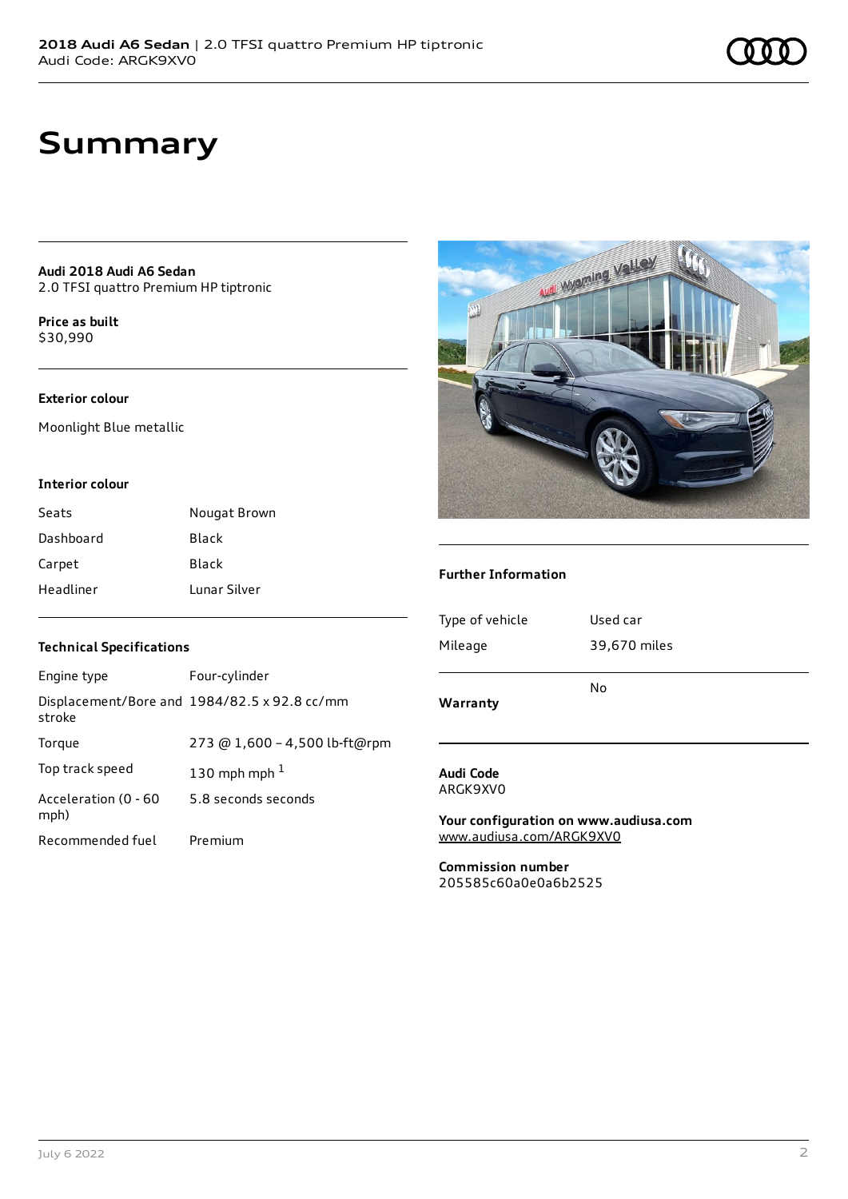# Summary

**Audi 2018 Audi A6 Sedan**
2.0 TFSI quattro Premium HP tiptronic

**Price as built**
$30,990

### Exterior colour

Moonlight Blue metallic

### Interior colour

| | |
|---|---|
| Seats | Nougat Brown |
| Dashboard | Black |
| Carpet | Black |
| Headliner | Lunar Silver |

### Technical Specifications

| | |
|---|---|
| Engine type | Four-cylinder |
| Displacement/Bore and stroke | 1984/82.5 x 92.8 cc/mm |
| Torque | 273 @ 1,600 – 4,500 lb-ft@rpm |
| Top track speed | 130 mph mph [1] |
| Acceleration (0 - 60 mph) | 5.8 seconds seconds |
| Recommended fuel | Premium |

### Further Information

| | |
|---|---|
| Type of vehicle | Used car |
| Mileage | 39,670 miles |
| **Warranty** | No |

**Audi Code**
ARGK9XV0

**Your configuration on www.audiusa.com**
www.audiusa.com/ARGK9XV0

**Commission number**
205585c60a0e0a6b2525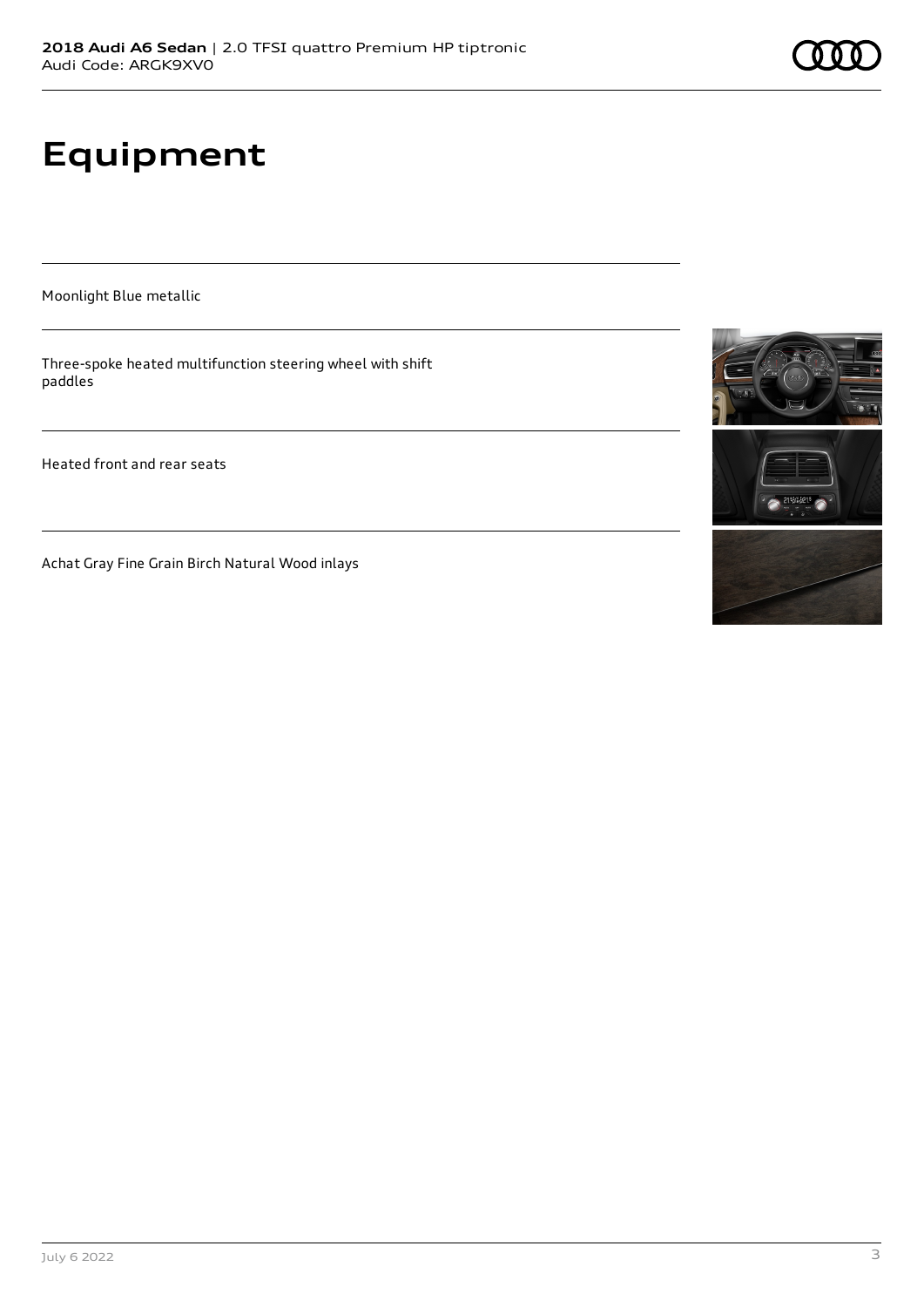# Equipment

Moonlight Blue metallic

Three-spoke heated multifunction steering wheel with shift paddles

Heated front and rear seats

Achat Gray Fine Grain Birch Natural Wood inlays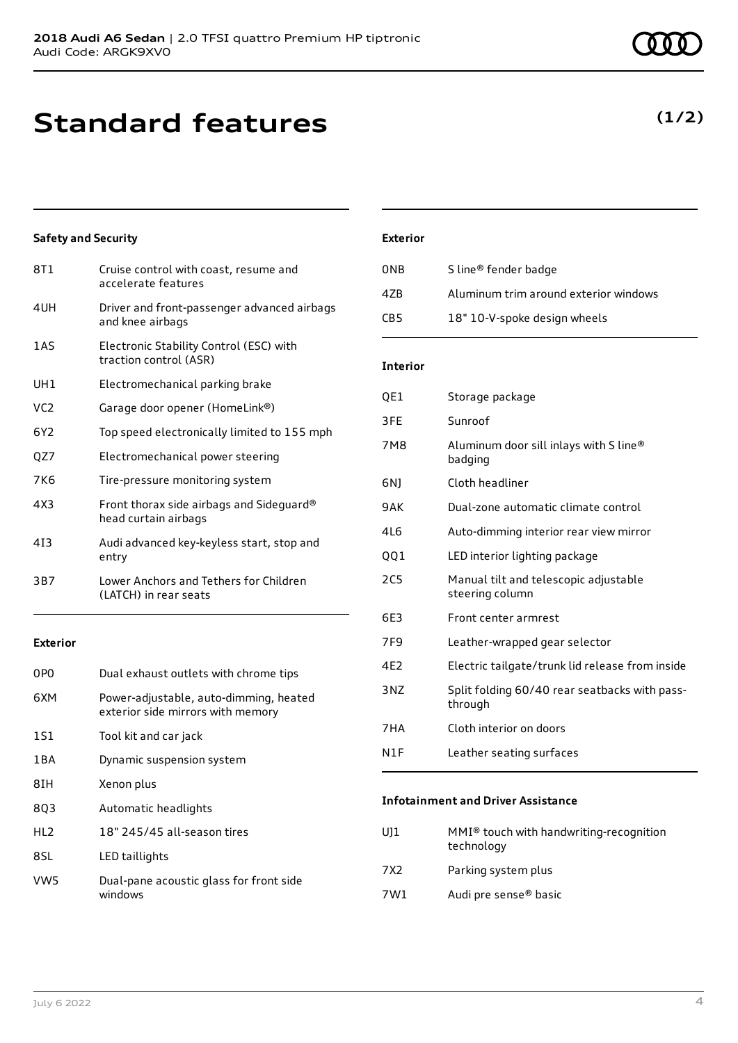# Standard features

**(1/2)**

### Safety and Security

| | |
|---|---|
| 8T1 | Cruise control with coast, resume and accelerate features |
| 4UH | Driver and front-passenger advanced airbags and knee airbags |
| 1AS | Electronic Stability Control (ESC) with traction control (ASR) |
| UH1 | Electromechanical parking brake |
| VC2 | Garage door opener (HomeLink®) |
| 6Y2 | Top speed electronically limited to 155 mph |
| QZ7 | Electromechanical power steering |
| 7K6 | Tire-pressure monitoring system |
| 4X3 | Front thorax side airbags and Sideguard® head curtain airbags |
| 4I3 | Audi advanced key-keyless start, stop and entry |
| 3B7 | Lower Anchors and Tethers for Children (LATCH) in rear seats |

### Exterior

| | |
|---|---|
| 0P0 | Dual exhaust outlets with chrome tips |
| 6XM | Power-adjustable, auto-dimming, heated exterior side mirrors with memory |
| 1S1 | Tool kit and car jack |
| 1BA | Dynamic suspension system |
| 8IH | Xenon plus |
| 8Q3 | Automatic headlights |
| HL2 | 18" 245/45 all-season tires |
| 8SL | LED taillights |
| VW5 | Dual-pane acoustic glass for front side windows |

### Exterior

| | |
|---|---|
| 0NB | S line® fender badge |
| 4ZB | Aluminum trim around exterior windows |
| CB5 | 18" 10-V-spoke design wheels |

### Interior

| | |
|---|---|
| QE1 | Storage package |
| 3FE | Sunroof |
| 7M8 | Aluminum door sill inlays with S line® badging |
| 6NJ | Cloth headliner |
| 9AK | Dual-zone automatic climate control |
| 4L6 | Auto-dimming interior rear view mirror |
| QQ1 | LED interior lighting package |
| 2C5 | Manual tilt and telescopic adjustable steering column |
| 6E3 | Front center armrest |
| 7F9 | Leather-wrapped gear selector |
| 4E2 | Electric tailgate/trunk lid release from inside |
| 3NZ | Split folding 60/40 rear seatbacks with pass-through |
| 7HA | Cloth interior on doors |
| N1F | Leather seating surfaces |

### Infotainment and Driver Assistance

| | |
|---|---|
| UJ1 | MMI® touch with handwriting-recognition technology |
| 7X2 | Parking system plus |
| 7W1 | Audi pre sense® basic |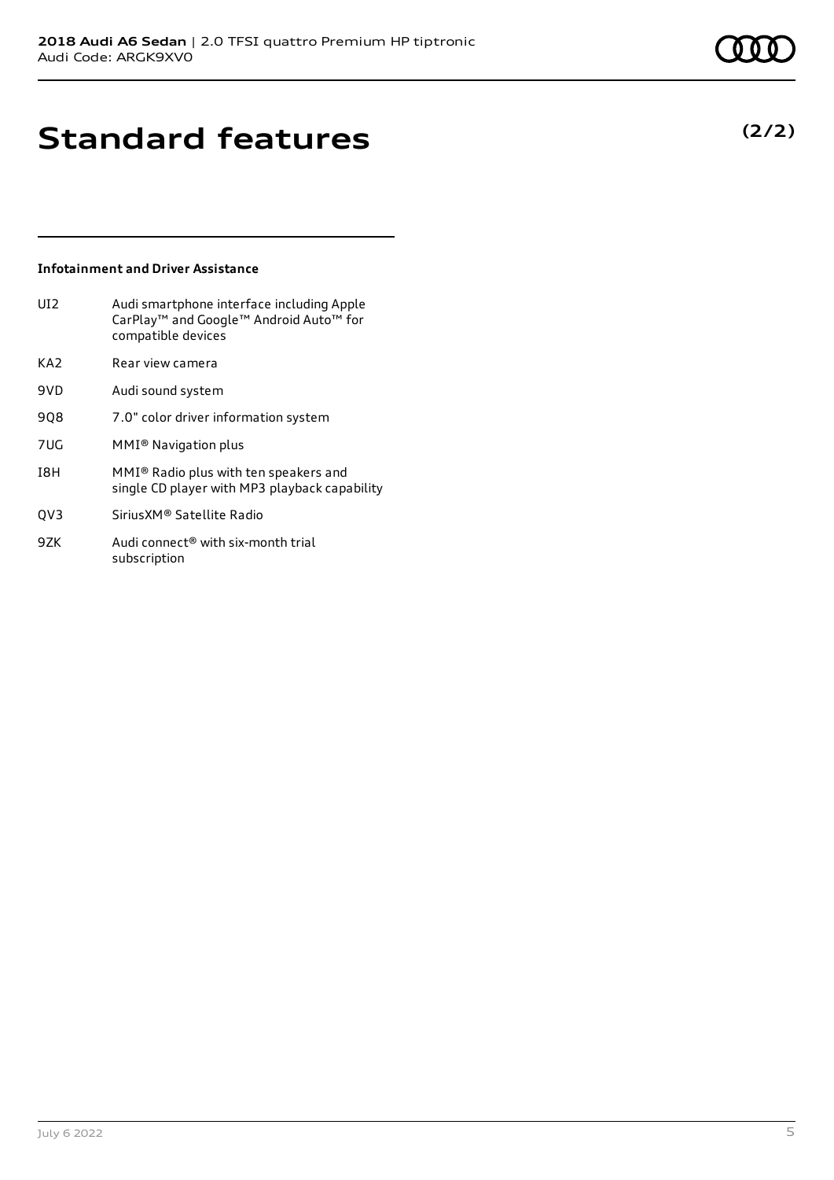# Standard features

**(2/2)**

### Infotainment and Driver Assistance

| | |
|---|---|
| UI2 | Audi smartphone interface including Apple CarPlay™ and Google™ Android Auto™ for compatible devices |
| KA2 | Rear view camera |
| 9VD | Audi sound system |
| 9Q8 | 7.0" color driver information system |
| 7UG | MMI® Navigation plus |
| I8H | MMI® Radio plus with ten speakers and single CD player with MP3 playback capability |
| QV3 | SiriusXM® Satellite Radio |
| 9ZK | Audi connect® with six-month trial subscription |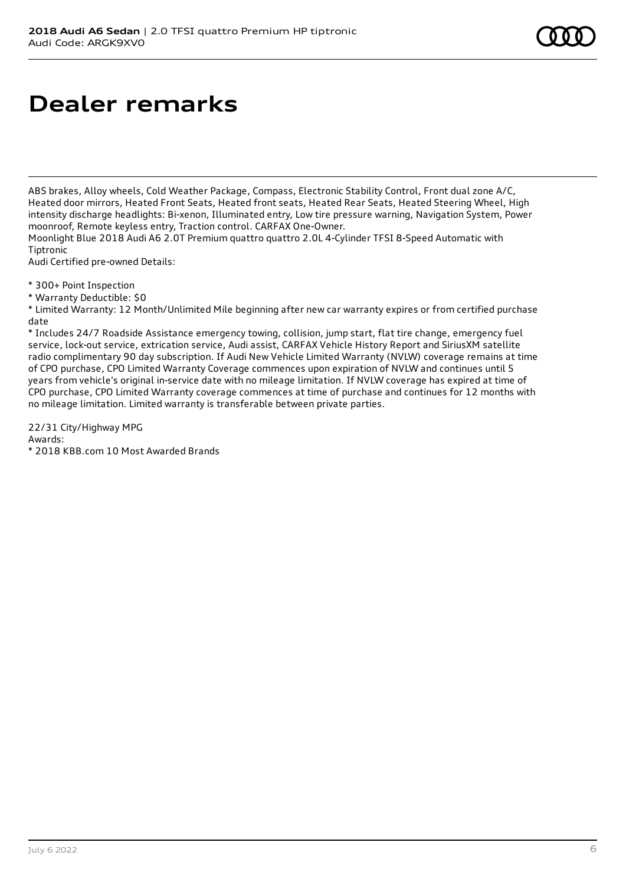# Dealer remarks

ABS brakes, Alloy wheels, Cold Weather Package, Compass, Electronic Stability Control, Front dual zone A/C, Heated door mirrors, Heated Front Seats, Heated front seats, Heated Rear Seats, Heated Steering Wheel, High intensity discharge headlights: Bi-xenon, Illuminated entry, Low tire pressure warning, Navigation System, Power moonroof, Remote keyless entry, Traction control. CARFAX One-Owner.
Moonlight Blue 2018 Audi A6 2.0T Premium quattro quattro 2.0L 4-Cylinder TFSI 8-Speed Automatic with Tiptronic
Audi Certified pre-owned Details:

* 300+ Point Inspection
* Warranty Deductible: $0
* Limited Warranty: 12 Month/Unlimited Mile beginning after new car warranty expires or from certified purchase date
* Includes 24/7 Roadside Assistance emergency towing, collision, jump start, flat tire change, emergency fuel service, lock-out service, extrication service, Audi assist, CARFAX Vehicle History Report and SiriusXM satellite radio complimentary 90 day subscription. If Audi New Vehicle Limited Warranty (NVLW) coverage remains at time of CPO purchase, CPO Limited Warranty Coverage commences upon expiration of NVLW and continues until 5 years from vehicle's original in-service date with no mileage limitation. If NVLW coverage has expired at time of CPO purchase, CPO Limited Warranty coverage commences at time of purchase and continues for 12 months with no mileage limitation. Limited warranty is transferable between private parties.

22/31 City/Highway MPG
Awards:
* 2018 KBB.com 10 Most Awarded Brands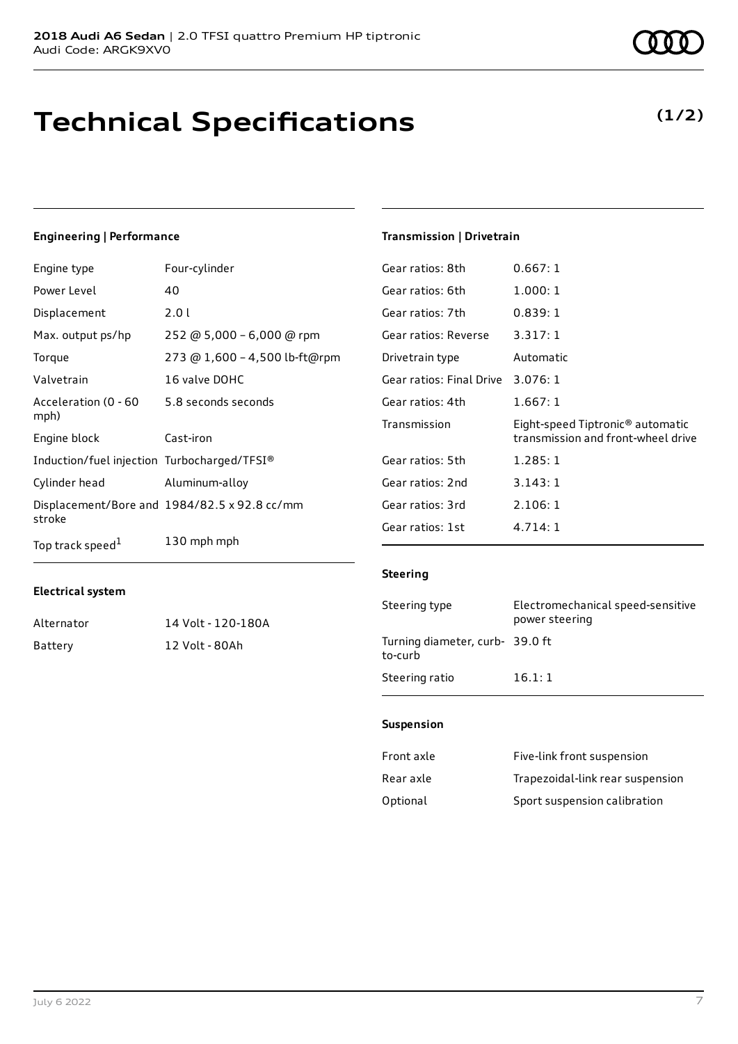**2018 Audi A6 Sedan** | 2.0 TFSI quattro Premium HP tiptronic
Audi Code: ARGK9XV0

# Technical Specifications

**(1/2)**

### Engineering | Performance

| | |
|---|---|
| Engine type | Four-cylinder |
| Power Level | 40 |
| Displacement | 2.0 l |
| Max. output ps/hp | 252 @ 5,000 – 6,000 @ rpm |
| Torque | 273 @ 1,600 – 4,500 lb-ft@rpm |
| Valvetrain | 16 valve DOHC |
| Acceleration (0 - 60 mph) | 5.8 seconds seconds |
| Engine block | Cast-iron |
| Induction/fuel injection | Turbocharged/TFSI® |
| Cylinder head | Aluminum-alloy |
| Displacement/Bore and stroke | 1984/82.5 x 92.8 cc/mm |
| Top track speed[1] | 130 mph mph |

### Electrical system

| | |
|---|---|
| Alternator | 14 Volt - 120-180A |
| Battery | 12 Volt - 80Ah |

### Transmission | Drivetrain

| | |
|---|---|
| Gear ratios: 8th | 0.667: 1 |
| Gear ratios: 6th | 1.000: 1 |
| Gear ratios: 7th | 0.839: 1 |
| Gear ratios: Reverse | 3.317: 1 |
| Drivetrain type | Automatic |
| Gear ratios: Final Drive | 3.076: 1 |
| Gear ratios: 4th | 1.667: 1 |
| Transmission | Eight-speed Tiptronic® automatic transmission and front-wheel drive |
| Gear ratios: 5th | 1.285: 1 |
| Gear ratios: 2nd | 3.143: 1 |
| Gear ratios: 3rd | 2.106: 1 |
| Gear ratios: 1st | 4.714: 1 |

### Steering

| | |
|---|---|
| Steering type | Electromechanical speed-sensitive power steering |
| Turning diameter, curb-to-curb | 39.0 ft |
| Steering ratio | 16.1: 1 |

### Suspension

| | |
|---|---|
| Front axle | Five-link front suspension |
| Rear axle | Trapezoidal-link rear suspension |
| Optional | Sport suspension calibration |

July 6 2022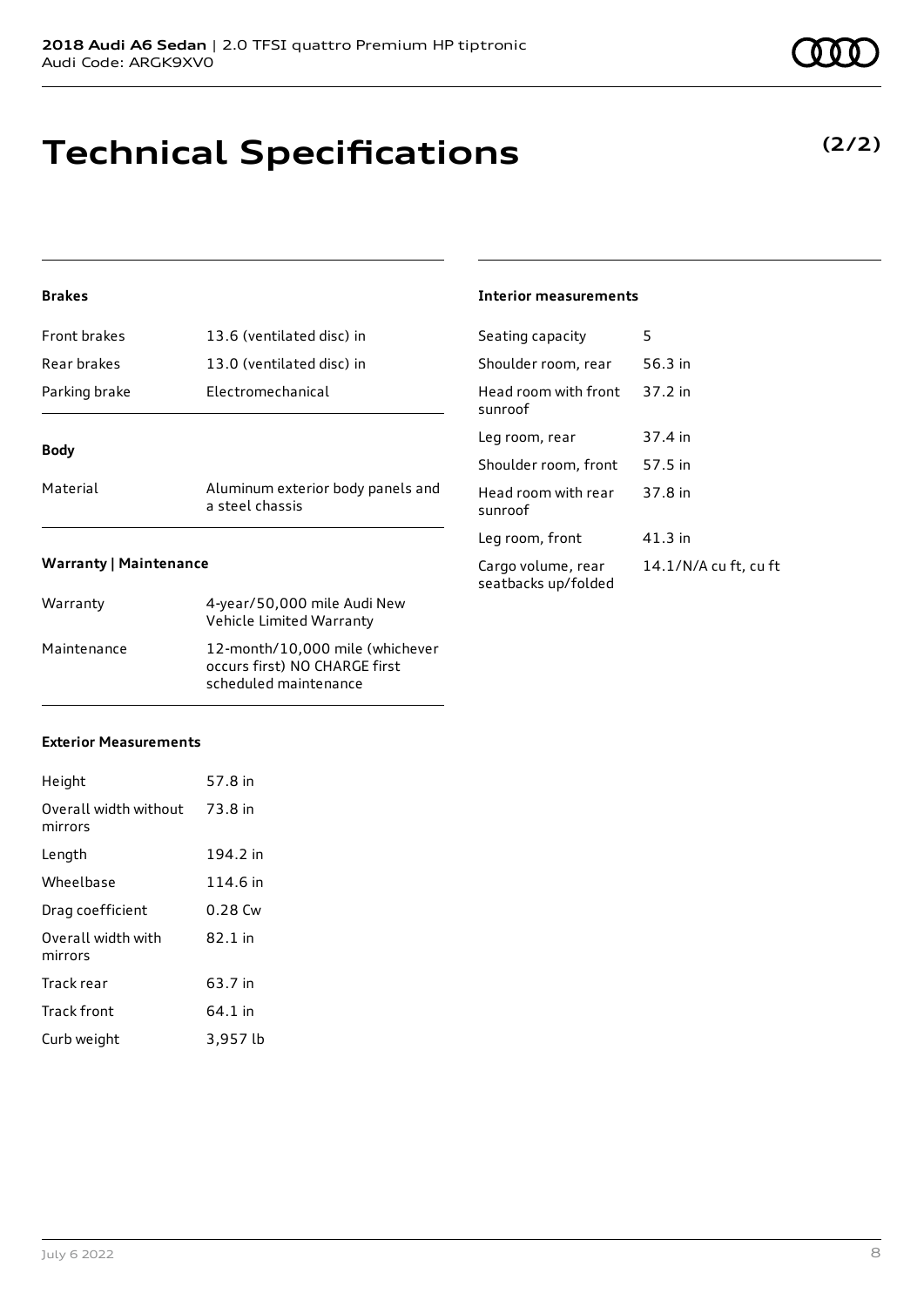# Technical Specifications

**(2/2)**

### Brakes

| | |
|---|---|
| Front brakes | 13.6 (ventilated disc) in |
| Rear brakes | 13.0 (ventilated disc) in |
| Parking brake | Electromechanical |

### Body

| | |
|---|---|
| Material | Aluminum exterior body panels and a steel chassis |

### Warranty | Maintenance

| | |
|---|---|
| Warranty | 4-year/50,000 mile Audi New Vehicle Limited Warranty |
| Maintenance | 12-month/10,000 mile (whichever occurs first) NO CHARGE first scheduled maintenance |

### Exterior Measurements

| | |
|---|---|
| Height | 57.8 in |
| Overall width without mirrors | 73.8 in |
| Length | 194.2 in |
| Wheelbase | 114.6 in |
| Drag coefficient | 0.28 Cw |
| Overall width with mirrors | 82.1 in |
| Track rear | 63.7 in |
| Track front | 64.1 in |
| Curb weight | 3,957 lb |

### Interior measurements

| | |
|---|---|
| Seating capacity | 5 |
| Shoulder room, rear | 56.3 in |
| Head room with front sunroof | 37.2 in |
| Leg room, rear | 37.4 in |
| Shoulder room, front | 57.5 in |
| Head room with rear sunroof | 37.8 in |
| Leg room, front | 41.3 in |
| Cargo volume, rear seatbacks up/folded | 14.1/N/A cu ft, cu ft |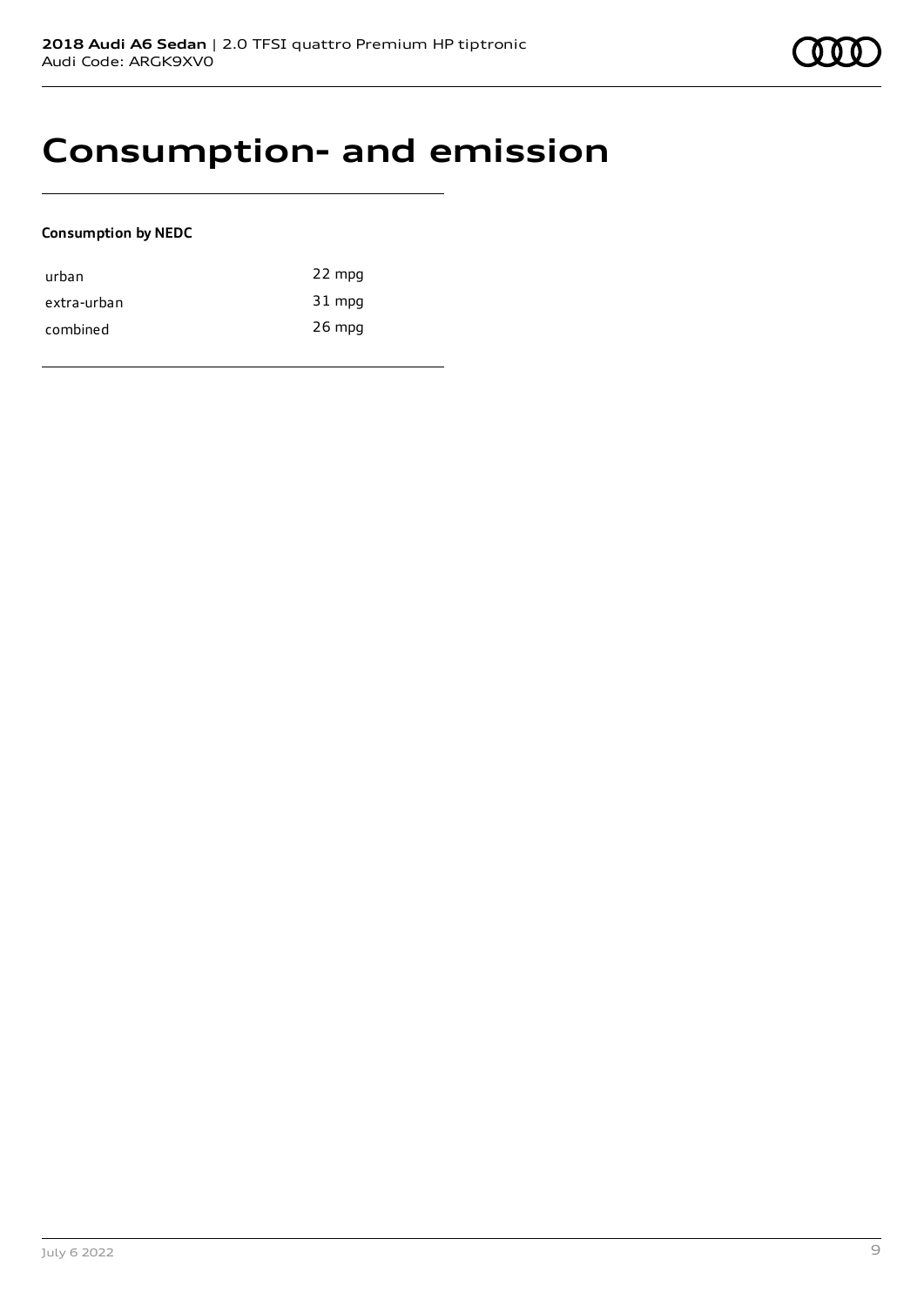# Consumption- and emission

**Consumption by NEDC**

| | |
|---|---|
| urban | 22 mpg |
| extra-urban | 31 mpg |
| combined | 26 mpg |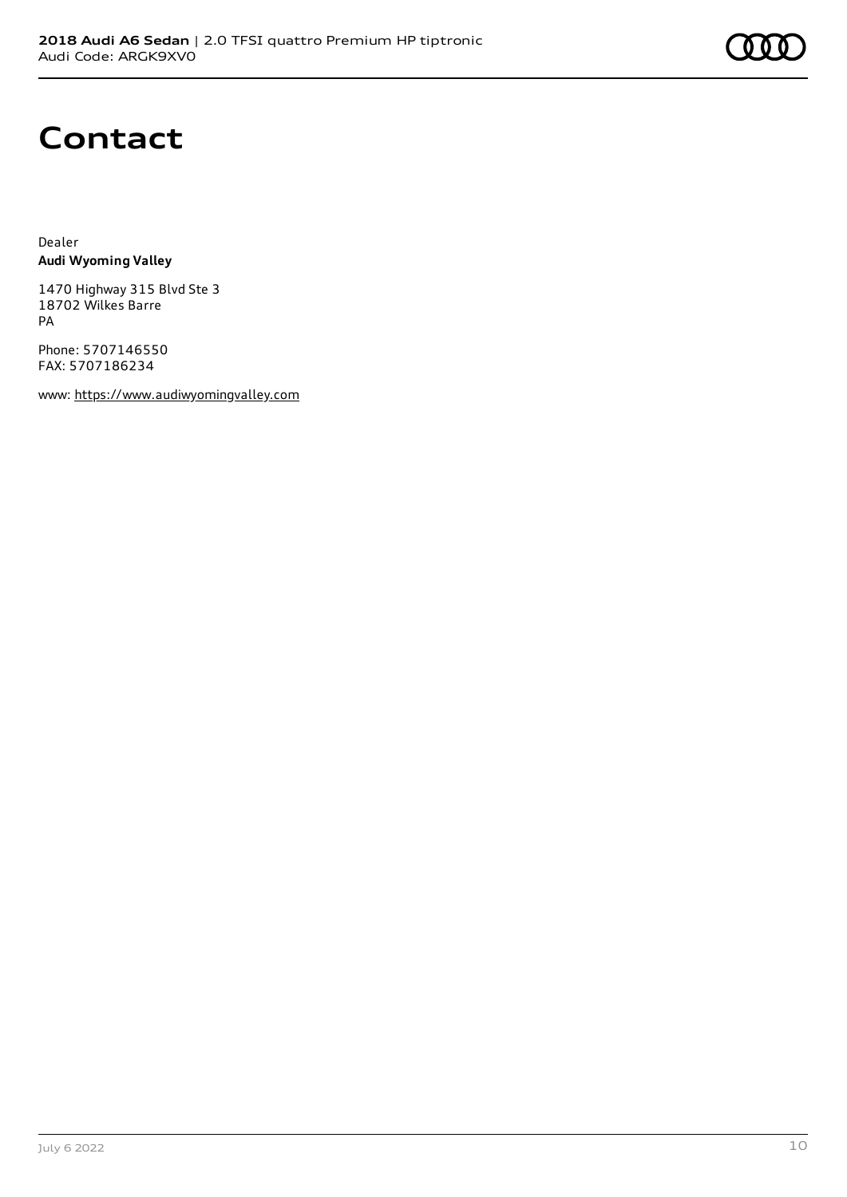# Contact

Dealer
**Audi Wyoming Valley**

1470 Highway 315 Blvd Ste 3
18702 Wilkes Barre
PA

Phone: 5707146550
FAX: 5707186234

www: https://www.audiwyomingvalley.com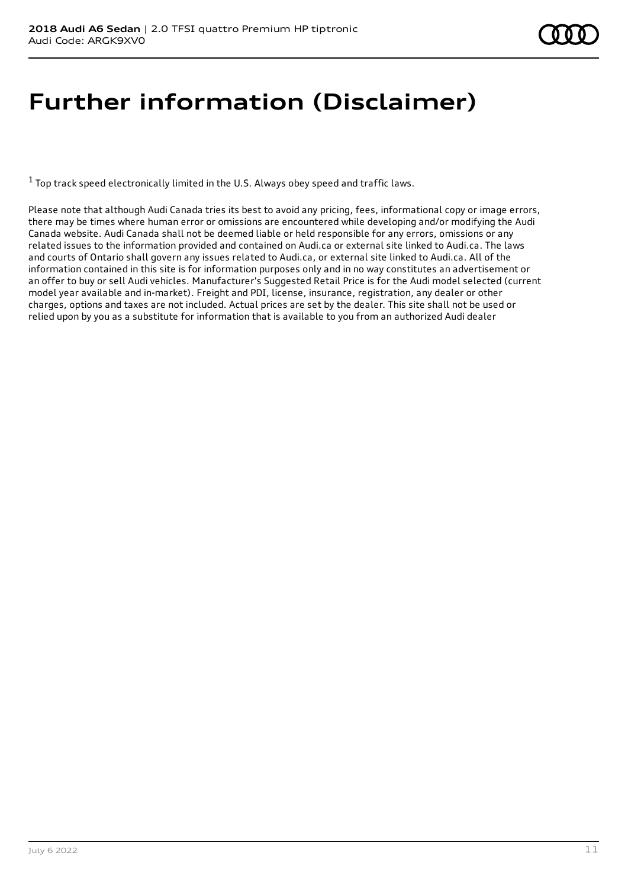# Further information (Disclaimer)

[1] Top track speed electronically limited in the U.S. Always obey speed and traffic laws.

Please note that although Audi Canada tries its best to avoid any pricing, fees, informational copy or image errors, there may be times where human error or omissions are encountered while developing and/or modifying the Audi Canada website. Audi Canada shall not be deemed liable or held responsible for any errors, omissions or any related issues to the information provided and contained on Audi.ca or external site linked to Audi.ca. The laws and courts of Ontario shall govern any issues related to Audi.ca, or external site linked to Audi.ca. All of the information contained in this site is for information purposes only and in no way constitutes an advertisement or an offer to buy or sell Audi vehicles. Manufacturer's Suggested Retail Price is for the Audi model selected (current model year available and in-market). Freight and PDI, license, insurance, registration, any dealer or other charges, options and taxes are not included. Actual prices are set by the dealer. This site shall not be used or relied upon by you as a substitute for information that is available to you from an authorized Audi dealer